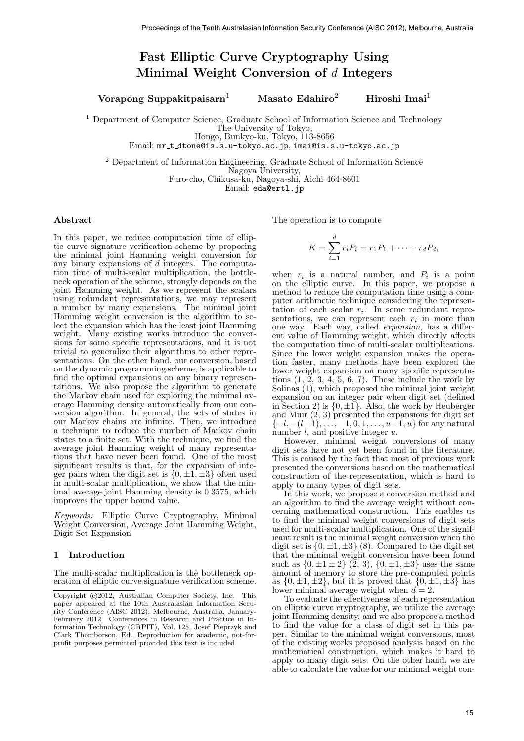# Fast Elliptic Curve Cryptography Using Minimal Weight Conversion of $d$ Integers

**Vorapong Suppakitpaisarn**[1] **Masato Edahiro**[2] **Hiroshi Imai**[1]

[1] Department of Computer Science, Graduate School of Information Science and Technology
The University of Tokyo,
Hongo, Bunkyo-ku, Tokyo, 113-8656
Email: mr_t_dtone@is.s.u-tokyo.ac.jp, imai@is.s.u-tokyo.ac.jp

[2] Department of Information Engineering, Graduate School of Information Science
Nagoya University,
Furo-cho, Chikusa-ku, Nagoya-shi, Aichi 464-8601
Email: eda@ertl.jp

### Abstract

In this paper, we reduce computation time of elliptic curve signature verification scheme by proposing the minimal joint Hamming weight conversion for any binary expansions of $d$ integers. The computation time of multi-scalar multiplication, the bottleneck operation of the scheme, strongly depends on the joint Hamming weight. As we represent the scalars using redundant representations, we may represent a number by many expansions. The minimal joint Hamming weight conversion is the algorithm to select the expansion which has the least joint Hamming weight. Many existing works introduce the conversions for some specific representations, and it is not trivial to generalize their algorithms to other representations. On the other hand, our conversion, based on the dynamic programming scheme, is applicable to find the optimal expansions on any binary representations. We also propose the algorithm to generate the Markov chain used for exploring the minimal average Hamming density automatically from our conversion algorithm. In general, the sets of states in our Markov chains are infinite. Then, we introduce a technique to reduce the number of Markov chain states to a finite set. With the technique, we find the average joint Hamming weight of many representations that have never been found. One of the most significant results is that, for the expansion of integer pairs when the digit set is $\{0, \pm 1, \pm 3\}$ often used in multi-scalar multiplication, we show that the minimal average joint Hamming density is 0.3575, which improves the upper bound value.

*Keywords:* Elliptic Curve Cryptography, Minimal Weight Conversion, Average Joint Hamming Weight, Digit Set Expansion

## 1 Introduction

The multi-scalar multiplication is the bottleneck operation of elliptic curve signature verification scheme. The operation is to compute

$$K = \sum_{i=1}^{d} r_i P_i = r_1 P_1 + \cdots + r_d P_d,$$

when $r_i$ is a natural number, and $P_i$ is a point on the elliptic curve. In this paper, we propose a method to reduce the computation time using a computer arithmetic technique considering the representation of each scalar $r_i$. In some redundant representations, we can represent each $r_i$ in more than one way. Each way, called *expansion*, has a different value of Hamming weight, which directly affects the computation time of multi-scalar multiplications. Since the lower weight expansion makes the operation faster, many methods have been explored the lower weight expansion on many specific representations (1, 2, 3, 4, 5, 6, 7). These include the work by Solinas (1), which proposed the minimal joint weight expansion on an integer pair when digit set (defined in Section 2) is $\{0, \pm 1\}$. Also, the work by Heuberger and Muir (2, 3) presented the expansions for digit set $\{-l, -(l-1), \ldots, -1, 0, 1, \ldots, u-1, u\}$ for any natural number $l$, and positive integer $u$.

However, minimal weight conversions of many digit sets have not yet been found in the literature. This is caused by the fact that most of previous work presented the conversions based on the mathematical construction of the representation, which is hard to apply to many types of digit sets.

In this work, we propose a conversion method and an algorithm to find the average weight without concerning mathematical construction. This enables us to find the minimal weight conversions of digit sets used for multi-scalar multiplication. One of the significant result is the minimal weight conversion when the digit set is $\{0, \pm 1, \pm 3\}$ (8). Compared to the digit set that the minimal weight conversion have been found such as $\{0, \pm 1 \pm 2\}$ (2, 3), $\{0, \pm 1, \pm 3\}$ uses the same amount of memory to store the pre-computed points as $\{0, \pm 1, \pm 2\}$, but it is proved that $\{0, \pm 1, \pm 3\}$ has lower minimal average weight when $d = 2$.

To evaluate the effectiveness of each representation on elliptic curve cryptography, we utilize the average joint Hamming density, and we also propose a method to find the value for a class of digit set in this paper. Similar to the minimal weight conversions, most of the existing works proposed analysis based on the mathematical construction, which makes it hard to apply to many digit sets. On the other hand, we are able to calculate the value for our minimal weight con-

---

Copyright ©2012, Australian Computer Society, Inc. This paper appeared at the 10th Australasian Information Security Conference (AISC 2012), Melbourne, Australia, January-February 2012. Conferences in Research and Practice in Information Technology (CRPIT), Vol. 125, Josef Pieprzyk and Clark Thomborson, Ed. Reproduction for academic, not-for-profit purposes permitted provided this text is included.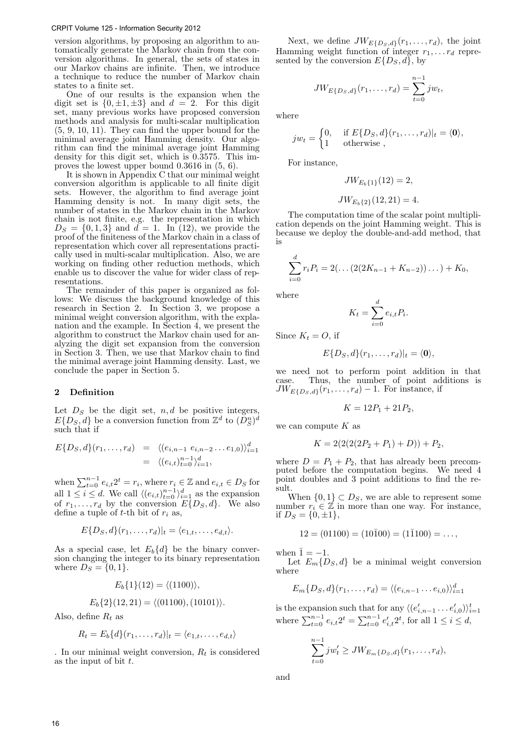version algorithms, by proposing an algorithm to automatically generate the Markov chain from the conversion algorithms. In general, the sets of states in our Markov chains are infinite. Then, we introduce a technique to reduce the number of Markov chain states to a finite set.

One of our results is the expansion when the digit set is $\{0, \pm 1, \pm 3\}$ and $d = 2$. For this digit set, many previous works have proposed conversion methods and analysis for multi-scalar multiplication (5, 9, 10, 11). They can find the upper bound for the minimal average joint Hamming density. Our algorithm can find the minimal average joint Hamming density for this digit set, which is 0.3575. This improves the lowest upper bound 0.3616 in (5, 6).

It is shown in Appendix C that our minimal weight conversion algorithm is applicable to all finite digit sets. However, the algorithm to find average joint Hamming density is not. In many digit sets, the number of states in the Markov chain in the Markov chain is not finite, e.g. the representation in which $D_S = \{0, 1, 3\}$ and $d = 1$. In (12), we provide the proof of the finiteness of the Markov chain in a class of representation which cover all representations practically used in multi-scalar multiplication. Also, we are working on finding other reduction methods, which enable us to discover the value for wider class of representations.

The remainder of this paper is organized as follows: We discuss the background knowledge of this research in Section 2. In Section 3, we propose a minimal weight conversion algorithm, with the explanation and the example. In Section 4, we present the algorithm to construct the Markov chain used for analyzing the digit set expansion from the conversion in Section 3. Then, we use that Markov chain to find the minimal average joint Hamming density. Last, we conclude the paper in Section 5.

## 2 Definition

Let $D_S$ be the digit set, $n, d$ be positive integers, $E\{D_S, d\}$ be a conversion function from $\mathbb{Z}^d$ to $(D_S^n)^d$ such that if

$$E\{D_S, d\}(r_1, \ldots, r_d) = \langle (e_{i,n-1}\ e_{i,n-2} \ldots e_{1,0}) \rangle_{i=1}^{d} = \langle (e_{i,t})_{t=0}^{n-1} \rangle_{i=1}^{d},$$

when $\sum_{t=0}^{n-1} e_{i,t} 2^t = r_i$, where $r_i \in \mathbb{Z}$ and $e_{i,t} \in D_S$ for all $1 \leq i \leq d$. We call $\langle (e_{i,t})_{t=0}^{n-1} \rangle_{i=1}^{d}$ as the expansion of $r_1, \ldots, r_d$ by the conversion $E\{D_S, d\}$. We also define a tuple of $t$-th bit of $r_i$ as,

$$E\{D_S, d\}(r_1, \ldots, r_d)|_t = \langle e_{1,t}, \ldots, e_{d,t} \rangle.$$

As a special case, let $E_b\{d\}$ be the binary conversion changing the integer to its binary representation where $D_S = \{0, 1\}$.

$$E_b\{1\}(12) = \langle (1100) \rangle,$$

$$E_b\{2\}(12, 21) = \langle (01100), (10101) \rangle.$$

Also, define $R_t$ as

$$R_t = E_b\{d\}(r_1, \ldots, r_d)|_t = \langle e_{1,t}, \ldots, e_{d,t} \rangle$$

. In our minimal weight conversion, $R_t$ is considered as the input of bit $t$.

Next, we define $JW_{E\{D_S,d\}}(r_1, \ldots, r_d)$, the joint Hamming weight function of integer $r_1, \ldots r_d$ represented by the conversion $E\{D_S, d\}$, by

$$JW_{E\{D_S,d\}}(r_1, \ldots, r_d) = \sum_{t=0}^{n-1} jw_t,$$

where

$$jw_t = \begin{cases} 0, & \text{if } E\{D_S, d\}(r_1, \ldots, r_d)|_t = \langle \mathbf{0} \rangle, \\ 1 & \text{otherwise}, \end{cases}$$

For instance,

$$JW_{E_b\{1\}}(12) = 2,$$

$$JW_{E_b\{2\}}(12, 21) = 4.$$

The computation time of the scalar point multiplication depends on the joint Hamming weight. This is because we deploy the double-and-add method, that is

$$\sum_{i=0}^{d} r_i P_i = 2(\ldots(2(2K_{n-1} + K_{n-2}))\ldots) + K_0,$$

where

$$K_t = \sum_{i=0}^{d} e_{i,t} P_i.$$

Since $K_t = O$, if

$$E\{D_S, d\}(r_1, \ldots, r_d)|_t = \langle \mathbf{0} \rangle,$$

we need not to perform point addition in that case. Thus, the number of point additions is $JW_{E\{D_S,d\}}(r_1, \ldots, r_d) - 1$. For instance, if

$$K = 12P_1 + 21P_2,$$

we can compute $K$ as

$$K = 2(2(2(2P_2 + P_1) + D)) + P_2,$$

where $D = P_1 + P_2$, that has already been precomputed before the computation begins. We need 4 point doubles and 3 point additions to find the result.

When $\{0, 1\} \subset D_S$, we are able to represent some number $r_i \in \mathbb{Z}$ in more than one way. For instance, if $D_S = \{0, \pm 1\}$,

$$12 = (01100) = (10\bar{1}00) = (1\bar{1}100) = \ldots,$$

when $\bar{1} = -1$.

Let $E_m\{D_S, d\}$ be a minimal weight conversion where

$$E_m\{D_S, d\}(r_1, \ldots, r_d) = \langle (e_{i,n-1} \ldots e_{i,0}) \rangle_{i=1}^{d}$$

is the expansion such that for any $\langle (e'_{i,n-1} \ldots e'_{i,0}) \rangle_{i=1}^{t}$ where $\sum_{t=0}^{n-1} e_{i,t} 2^t = \sum_{t=0}^{n-1} e'_{i,t} 2^t$, for all $1 \leq i \leq d$,

$$\sum_{t=0}^{n-1} jw'_t \geq JW_{E_m\{D_S,d\}}(r_1, \ldots, r_d),$$

and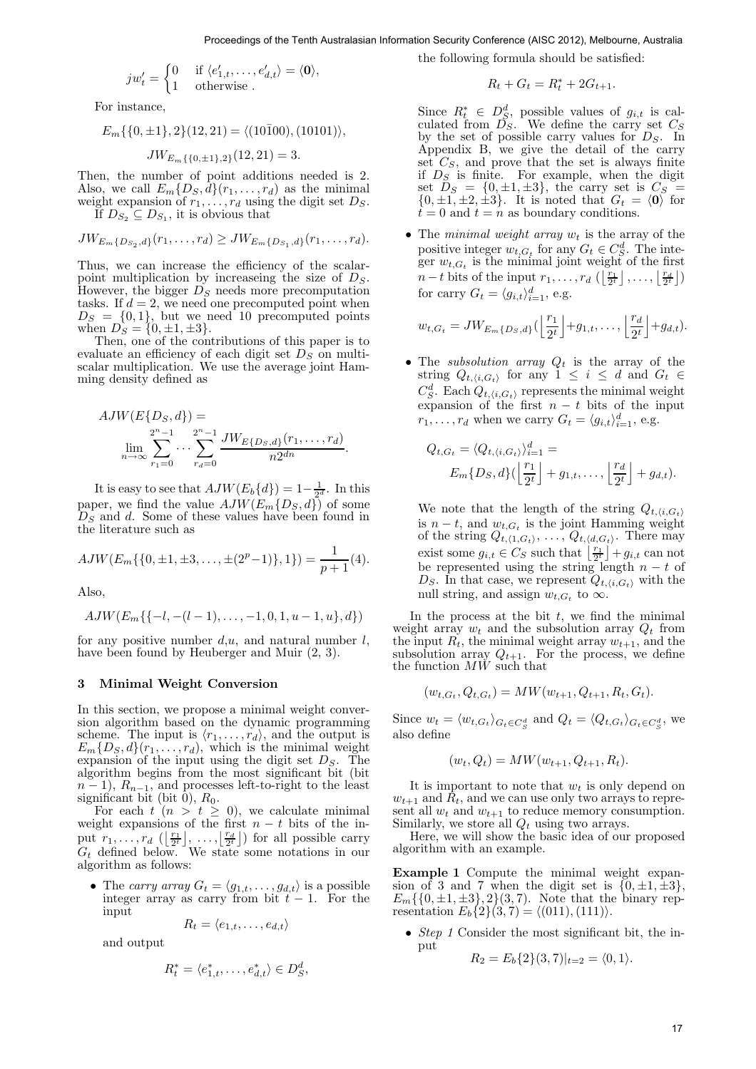$$jw'_t = \begin{cases} 0 & \text{if } \langle e'_{1,t}, \ldots, e'_{d,t} \rangle = \langle \mathbf{0} \rangle, \\ 1 & \text{otherwise}. \end{cases}$$

For instance,

$$E_m\{\{0, \pm 1\}, 2\}(12, 21) = \langle (10\bar{1}00), (10101) \rangle,$$

$$JW_{E_m\{\{0,\pm 1\},2\}}(12, 21) = 3.$$

Then, the number of point additions needed is 2. Also, we call $E_m\{D_S, d\}(r_1, \ldots, r_d)$ as the minimal weight expansion of $r_1, \ldots, r_d$ using the digit set $D_S$.

If $D_{S_2} \subseteq D_{S_1}$, it is obvious that

$$JW_{E_m\{D_{S_2},d\}}(r_1, \ldots, r_d) \geq JW_{E_m\{D_{S_1},d\}}(r_1, \ldots, r_d).$$

Thus, we can increase the efficiency of the scalar-point multiplication by increaseing the size of $D_S$. However, the bigger $D_S$ needs more precomputation tasks. If $d = 2$, we need one precomputed point when $D_S = \{0, 1\}$, but we need 10 precomputed points when $D_S = \{0, \pm 1, \pm 3\}$.

Then, one of the contributions of this paper is to evaluate an efficiency of each digit set $D_S$ on multi-scalar multiplication. We use the average joint Hamming density defined as

$$AJW(E\{D_S, d\}) = \lim_{n \to \infty} \sum_{r_1=0}^{2^n-1} \cdots \sum_{r_d=0}^{2^n-1} \frac{JW_{E\{D_S,d\}}(r_1, \ldots, r_d)}{n 2^{dn}}.$$

It is easy to see that $AJW(E_b\{d\}) = 1 - \frac{1}{2^d}$. In this paper, we find the value $AJW(E_m\{D_S, d\})$ of some $D_S$ and $d$. Some of these values have been found in the literature such as

$$AJW(E_m\{\{0, \pm 1, \pm 3, \ldots, \pm(2^p - 1)\}, 1\}) = \frac{1}{p+1}(4).$$

Also,

$$AJW(E_m\{\{-l, -(l-1), \ldots, -1, 0, 1, u-1, u\}, d\})$$

for any positive number $d$,$u$, and natural number $l$, have been found by Heuberger and Muir (2, 3).

## 3 Minimal Weight Conversion

In this section, we propose a minimal weight conversion algorithm based on the dynamic programming scheme. The input is $\langle r_1, \ldots, r_d \rangle$, and the output is $E_m\{D_S, d\}(r_1, \ldots, r_d)$, which is the minimal weight expansion of the input using the digit set $D_S$. The algorithm begins from the most significant bit (bit $n-1$), $R_{n-1}$, and processes left-to-right to the least significant bit (bit 0), $R_0$.

For each $t$ ($n > t \geq 0$), we calculate minimal weight expansions of the first $n - t$ bits of the input $r_1, \ldots, r_d$ ($\left\lfloor \frac{r_1}{2^t} \right\rfloor, \ldots, \left\lfloor \frac{r_d}{2^t} \right\rfloor$) for all possible carry $G_t$ defined below. We state some notations in our algorithm as follows:

- The *carry array* $G_t = \langle g_{1,t}, \ldots, g_{d,t} \rangle$ is a possible integer array as carry from bit $t-1$. For the input

  $$R_t = \langle e_{1,t}, \ldots, e_{d,t} \rangle$$

  and output

  $$R^*_t = \langle e^*_{1,t}, \ldots, e^*_{d,t} \rangle \in D^d_S,$$

  the following formula should be satisfied:

  $$R_t + G_t = R^*_t + 2G_{t+1}.$$

  Since $R^*_t \in D^d_S$, possible values of $g_{i,t}$ is calculated from $D_S$. We define the carry set $C_S$ by the set of possible carry values for $D_S$. In Appendix B, we give the detail of the carry set $C_S$, and prove that the set is always finite if $D_S$ is finite. For example, when the digit set $D_S = \{0, \pm 1, \pm 3\}$, the carry set is $C_S = \{0, \pm 1, \pm 2, \pm 3\}$. It is noted that $G_t = \langle \mathbf{0} \rangle$ for $t = 0$ and $t = n$ as boundary conditions.

- The *minimal weight array* $w_t$ is the array of the positive integer $w_{t,G_t}$ for any $G_t \in C^d_S$. The integer $w_{t,G_t}$ is the minimal joint weight of the first $n - t$ bits of the input $r_1, \ldots, r_d$ ($\left\lfloor \frac{r_1}{2^t} \right\rfloor, \ldots, \left\lfloor \frac{r_d}{2^t} \right\rfloor$) for carry $G_t = \langle g_{i,t} \rangle^d_{i=1}$, e.g.

  $$w_{t,G_t} = JW_{E_m\{D_S,d\}}(\left\lfloor \frac{r_1}{2^t} \right\rfloor + g_{1,t}, \ldots, \left\lfloor \frac{r_d}{2^t} \right\rfloor + g_{d,t}).$$

- The *subsolution array* $Q_t$ is the array of the string $Q_{t,\langle i,G_t \rangle}$ for any $1 \leq i \leq d$ and $G_t \in C^d_S$. Each $Q_{t,\langle i,G_t \rangle}$ represents the minimal weight expansion of the first $n - t$ bits of the input $r_1, \ldots, r_d$ when we carry $G_t = \langle g_{i,t} \rangle^d_{i=1}$, e.g.

  $$Q_{t,G_t} = \langle Q_{t,\langle i,G_t \rangle} \rangle^d_{i=1} = E_m\{D_S, d\}(\left\lfloor \frac{r_1}{2^t} \right\rfloor + g_{1,t}, \ldots, \left\lfloor \frac{r_d}{2^t} \right\rfloor + g_{d,t}).$$

  We note that the length of the string $Q_{t,\langle i,G_t \rangle}$ is $n - t$, and $w_{t,G_t}$ is the joint Hamming weight of the string $Q_{t,\langle 1,G_t \rangle}, \ldots, Q_{t,\langle d,G_t \rangle}$. There may exist some $g_{i,t} \in C_S$ such that $\left\lfloor \frac{r_i}{2^t} \right\rfloor + g_{i,t}$ can not be represented using the string length $n - t$ of $D_S$. In that case, we represent $Q_{t,\langle i,G_t \rangle}$ with the null string, and assign $w_{t,G_t}$ to $\infty$.

In the process at the bit $t$, we find the minimal weight array $w_t$ and the subsolution array $Q_t$ from the input $R_t$, the minimal weight array $w_{t+1}$, and the subsolution array $Q_{t+1}$. For the process, we define the function $MW$ such that

$$(w_{t,G_t}, Q_{t,G_t}) = MW(w_{t+1}, Q_{t+1}, R_t, G_t).$$

Since $w_t = \langle w_{t,G_t} \rangle_{G_t \in C^d_S}$ and $Q_t = \langle Q_{t,G_t} \rangle_{G_t \in C^d_S}$, we also define

$$(w_t, Q_t) = MW(w_{t+1}, Q_{t+1}, R_t).$$

It is important to note that $w_t$ is only depend on $w_{t+1}$ and $R_t$, and we can use only two arrays to represent all $w_t$ and $w_{t+1}$ to reduce memory consumption. Similarly, we store all $Q_t$ using two arrays.

Here, we will show the basic idea of our proposed algorithm with an example.

**Example 1** Compute the minimal weight expansion of 3 and 7 when the digit set is $\{0, \pm 1, \pm 3\}$, $E_m\{\{0, \pm 1, \pm 3\}, 2\}(3, 7)$. Note that the binary representation $E_b\{2\}(3, 7) = \langle (011), (111) \rangle$.

- *Step 1* Consider the most significant bit, the input

  $$R_2 = E_b\{2\}(3, 7)|_{t=2} = \langle 0, 1 \rangle.$$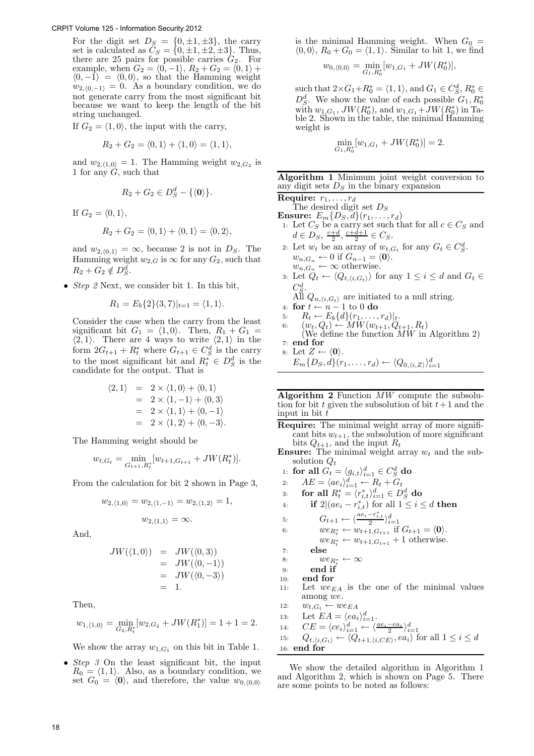For the digit set $D_S = \{0, \pm 1, \pm 3\}$, the carry set is calculated as $C_S = \{0, \pm 1, \pm 2, \pm 3\}$. Thus, there are 25 pairs for possible carries $G_2$. For example, when $G_2 = \langle 0, -1 \rangle$, $R_2 + G_2 = \langle 0, 1 \rangle + \langle 0, -1 \rangle = \langle 0, 0 \rangle$, so that the Hamming weight $w_{2,\langle 0,-1 \rangle} = 0$. As a boundary condition, we do not generate carry from the most significant bit because we want to keep the length of the bit string unchanged.

If $G_2 = \langle 1, 0 \rangle$, the input with the carry,

$$R_2 + G_2 = \langle 0, 1 \rangle + \langle 1, 0 \rangle = \langle 1, 1 \rangle,$$

and $w_{2,\langle 1,0 \rangle} = 1$. The Hamming weight $w_{2,G_2}$ is 1 for any $G$, such that

$$R_2 + G_2 \in D_S^d - \{\langle \mathbf{0} \rangle\}.$$

If $G_2 = \langle 0, 1 \rangle$,

$$R_2 + G_2 = \langle 0, 1 \rangle + \langle 0, 1 \rangle = \langle 0, 2 \rangle,$$

and $w_{2,\langle 0,1 \rangle} = \infty$, because 2 is not in $D_S$. The Hamming weight $w_{2,G}$ is $\infty$ for any $G_2$, such that $R_2 + G_2 \notin D_S^d$.

- *Step 2* Next, we consider bit 1. In this bit,

$$R_1 = E_b\{2\}(3, 7)|_{t=1} = \langle 1, 1 \rangle.$$

Consider the case when the carry from the least significant bit $G_1 = \langle 1, 0 \rangle$. Then, $R_1 + G_1 = \langle 2, 1 \rangle$. There are 4 ways to write $\langle 2, 1 \rangle$ in the form $2G_{t+1} + R_t^*$ where $G_{t+1} \in C_S^d$ is the carry to the most significant bit and $R_t^* \in D_S^d$ is the candidate for the output. That is

$$\begin{aligned}
\langle 2, 1 \rangle &= 2 \times \langle 1, 0 \rangle + \langle 0, 1 \rangle \\
&= 2 \times \langle 1, -1 \rangle + \langle 0, 3 \rangle \\
&= 2 \times \langle 1, 1 \rangle + \langle 0, -1 \rangle \\
&= 2 \times \langle 1, 2 \rangle + \langle 0, -3 \rangle.
\end{aligned}$$

The Hamming weight should be

$$w_{t,G_t} = \min_{G_{t+1}, R_t^*} [w_{t+1,G_{t+1}} + JW(R_t^*)].$$

From the calculation for bit 2 shown in Page 3,

$$w_{2,\langle 1,0 \rangle} = w_{2,\langle 1,-1 \rangle} = w_{2,\langle 1,2 \rangle} = 1,$$

$$w_{2,\langle 1,1 \rangle} = \infty.$$

And,

$$\begin{aligned}
JW(\langle 1, 0 \rangle) &= JW(\langle 0, 3 \rangle) \\
&= JW(\langle 0, -1 \rangle) \\
&= JW(\langle 0, -3 \rangle) \\
&= 1.
\end{aligned}$$

Then,

$$w_{1,\langle 1,0 \rangle} = \min_{G_2, R_t^*} [w_{2,G_2} + JW(R_1^*)] = 1 + 1 = 2.$$

We show the array $w_{1,G_1}$ on this bit in Table 1.

- *Step 3* On the least significant bit, the input $R_0 = \langle 1, 1 \rangle$. Also, as a boundary condition, we set $G_0 = \langle \mathbf{0} \rangle$, and therefore, the value $w_{0,\langle 0,0 \rangle}$ is the minimal Hamming weight. When $G_0 = \langle 0, 0 \rangle$, $R_0 + G_0 = \langle 1, 1 \rangle$. Similar to bit 1, we find

$$w_{0,\langle 0,0 \rangle} = \min_{G_1, R_0^*} [w_{1,G_1} + JW(R_0^*)],$$

such that $2 \times G_1 + R_0^* = \langle 1, 1 \rangle$, and $G_1 \in C_S^d$, $R_0^* \in D_S^d$. We show the value of each possible $G_1, R_0^*$ with $w_{1,G_1}$, $JW(R_0^*)$, and $w_{1,G_1} + JW(R_0^*)$ in Table 2. Shown in the table, the minimal Hamming weight is

$$\min_{G_1, R_0^*} [w_{1,G_1} + JW(R_0^*)] = 2.$$

**Algorithm 1** Minimum joint weight conversion to any digit sets $D_S$ in the binary expansion

**Require:** $r_1, \ldots, r_d$
The desired digit set $D_S$
**Ensure:** $E_m\{D_S, d\}(r_1, \ldots, r_d)$

1: Let $C_S$ be a carry set such that for all $c \in C_S$ and $d \in D_S$, $\frac{c+d}{2}, \frac{c+d+1}{2} \in C_S$.
2: Let $w_t$ be an array of $w_{t,G_t}$ for any $G_t \in C_S^d$.
  $w_{n,G_n} \leftarrow 0$ if $G_{n-1} = \langle \mathbf{0} \rangle$.
  $w_{n,G_n} \leftarrow \infty$ otherwise.
3: Let $Q_t \leftarrow \langle Q_{t,\langle i,G_t \rangle} \rangle$ for any $1 \leq i \leq d$ and $G_t \in C_S^d$.
  All $Q_{n,\langle i,G_t \rangle}$ are initiated to a null string.
4: **for** $t \leftarrow n - 1$ to 0 **do**
5:   $R_t \leftarrow E_b\{d\}(r_1, \ldots, r_d)|_t$.
6:   $(w_t, Q_t) \leftarrow MW(w_{t+1}, Q_{t+1}, R_t)$
  (We define the function $MW$ in Algorithm 2)
7: **end for**
8: Let $Z \leftarrow \langle \mathbf{0} \rangle$.
  $E_m\{D_S, d\}(r_1, \ldots, r_d) \leftarrow \langle Q_{0,\langle i,Z \rangle} \rangle_{i=1}^d$

**Algorithm 2** Function $MW$ compute the subsolution for bit $t$ given the subsolution of bit $t+1$ and the input in bit $t$

**Require:** The minimal weight array of more significant bits $w_{t+1}$, the subsolution of more significant bits $Q_{t+1}$, and the input $R_t$
**Ensure:** The minimal weight array $w_t$ and the subsolution $Q_t$

1: **for all** $G_t = \langle g_{i,t} \rangle_{i=1}^d \in C_S^d$ **do**
2:   $AE = \langle ae_i \rangle_{i=1}^d \leftarrow R_t + G_t$
3:   **for all** $R_t^* = \langle r_{i,t}^* \rangle_{i=1}^d \in D_S^d$ **do**
4:     **if** $2 | (ae_i - r_{i,t}^*)$ for all $1 \leq i \leq d$ **then**
5:       $G_{t+1} \leftarrow \langle \frac{ae_i - r_{i,t}^*}{2} \rangle_{i=1}^d$
6:       $we_{R_t^*} \leftarrow w_{t+1,G_{t+1}}$ if $G_{t+1} = \langle \mathbf{0} \rangle$.
       $we_{R_t^*} \leftarrow w_{t+1,G_{t+1}} + 1$ otherwise.
7:     **else**
8:       $we_{R_t^*} \leftarrow \infty$
9:     **end if**
10:   **end for**
11:   Let $we_{EA}$ is the one of the minimal values among $we$.
12:   $w_{t,G_t} \leftarrow we_{EA}$
13:   Let $EA = \langle ea_i \rangle_{i=1}^d$.
14:   $CE = \langle ce_i \rangle_{i=1}^d \leftarrow \langle \frac{ae_i - ea_i}{2} \rangle_{i=1}^d$
15:   $Q_{t,\langle i,G_t \rangle} \leftarrow \langle Q_{t+1,\langle i,CE \rangle}, ea_i \rangle$ for all $1 \leq i \leq d$
16: **end for**

We show the detailed algorithm in Algorithm 1 and Algorithm 2, which is shown on Page 5. There are some points to be noted as follows: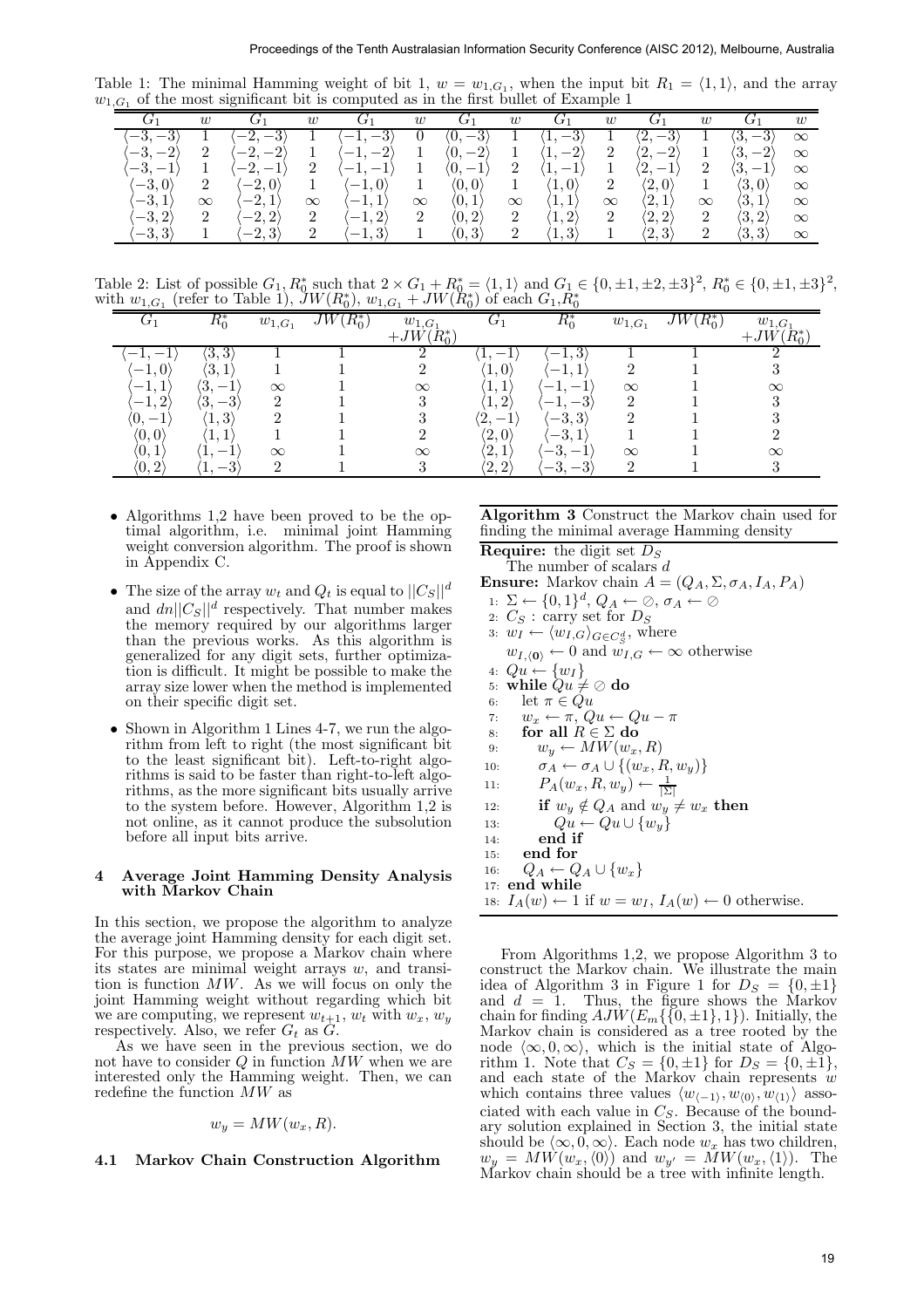Table 1: The minimal Hamming weight of bit 1, $w = w_{1,G_1}$, when the input bit $R_1 = \langle 1, 1\rangle$, and the array $w_{1,G_1}$ of the most significant bit is computed as in the first bullet of Example 1

| $G_1$ | $w$ | $G_1$ | $w$ | $G_1$ | $w$ | $G_1$ | $w$ | $G_1$ | $w$ | $G_1$ | $w$ | $G_1$ | $w$ |
|---|---|---|---|---|---|---|---|---|---|---|---|---|---|
| $\langle -3,-3\rangle$ | 1 | $\langle -2,-3\rangle$ | 1 | $\langle -1,-3\rangle$ | 0 | $\langle 0,-3\rangle$ | 1 | $\langle 1,-3\rangle$ | 1 | $\langle 2,-3\rangle$ | 1 | $\langle 3,-3\rangle$ | $\infty$ |
| $\langle -3,-2\rangle$ | 2 | $\langle -2,-2\rangle$ | 1 | $\langle -1,-2\rangle$ | 1 | $\langle 0,-2\rangle$ | 1 | $\langle 1,-2\rangle$ | 2 | $\langle 2,-2\rangle$ | 1 | $\langle 3,-2\rangle$ | $\infty$ |
| $\langle -3,-1\rangle$ | 1 | $\langle -2,-1\rangle$ | 2 | $\langle -1,-1\rangle$ | 1 | $\langle 0,-1\rangle$ | 2 | $\langle 1,-1\rangle$ | 1 | $\langle 2,-1\rangle$ | 2 | $\langle 3,-1\rangle$ | $\infty$ |
| $\langle -3,0\rangle$ | 2 | $\langle -2,0\rangle$ | 1 | $\langle -1,0\rangle$ | 1 | $\langle 0,0\rangle$ | 1 | $\langle 1,0\rangle$ | 2 | $\langle 2,0\rangle$ | 1 | $\langle 3,0\rangle$ | $\infty$ |
| $\langle -3,1\rangle$ | $\infty$ | $\langle -2,1\rangle$ | $\infty$ | $\langle -1,1\rangle$ | $\infty$ | $\langle 0,1\rangle$ | $\infty$ | $\langle 1,1\rangle$ | $\infty$ | $\langle 2,1\rangle$ | $\infty$ | $\langle 3,1\rangle$ | $\infty$ |
| $\langle -3,2\rangle$ | 2 | $\langle -2,2\rangle$ | 2 | $\langle -1,2\rangle$ | 2 | $\langle 0,2\rangle$ | 2 | $\langle 1,2\rangle$ | 2 | $\langle 2,2\rangle$ | 2 | $\langle 3,2\rangle$ | $\infty$ |
| $\langle -3,3\rangle$ | 1 | $\langle -2,3\rangle$ | 2 | $\langle -1,3\rangle$ | 1 | $\langle 0,3\rangle$ | 2 | $\langle 1,3\rangle$ | 1 | $\langle 2,3\rangle$ | 2 | $\langle 3,3\rangle$ | $\infty$ |

Table 2: List of possible $G_1, R_0^*$ such that $2 \times G_1 + R_0^* = \langle 1, 1\rangle$ and $G_1 \in \{0, \pm1, \pm2, \pm3\}^2$, $R_0^* \in \{0, \pm1, \pm3\}^2$, with $w_{1,G_1}$ (refer to Table 1), $JW(R_0^*)$, $w_{1,G_1} + JW(R_0^*)$ of each $G_1, R_0^*$

| $G_1$ | $R_0^*$ | $w_{1,G_1}$ | $JW(R_0^*)$ | $w_{1,G_1} + JW(R_0^*)$ | $G_1$ | $R_0^*$ | $w_{1,G_1}$ | $JW(R_0^*)$ | $w_{1,G_1} + JW(R_0^*)$ |
|---|---|---|---|---|---|---|---|---|---|
| $\langle -1,-1\rangle$ | $\langle 3,3\rangle$ | 1 | 1 | 2 | $\langle 1,-1\rangle$ | $\langle -1,3\rangle$ | 1 | 1 | 2 |
| $\langle -1,0\rangle$ | $\langle 3,1\rangle$ | 1 | 1 | 2 | $\langle 1,0\rangle$ | $\langle -1,1\rangle$ | 2 | 1 | 3 |
| $\langle -1,1\rangle$ | $\langle 3,-1\rangle$ | $\infty$ | 1 | $\infty$ | $\langle 1,1\rangle$ | $\langle -1,-1\rangle$ | $\infty$ | 1 | $\infty$ |
| $\langle -1,2\rangle$ | $\langle 3,-3\rangle$ | 2 | 1 | 3 | $\langle 1,2\rangle$ | $\langle -1,-3\rangle$ | 2 | 1 | 3 |
| $\langle 0,-1\rangle$ | $\langle 1,3\rangle$ | 2 | 1 | 3 | $\langle 2,-1\rangle$ | $\langle -3,3\rangle$ | 2 | 1 | 3 |
| $\langle 0,0\rangle$ | $\langle 1,1\rangle$ | 1 | 1 | 2 | $\langle 2,0\rangle$ | $\langle -3,1\rangle$ | 1 | 1 | 2 |
| $\langle 0,1\rangle$ | $\langle 1,-1\rangle$ | $\infty$ | 1 | $\infty$ | $\langle 2,1\rangle$ | $\langle -3,-1\rangle$ | $\infty$ | 1 | $\infty$ |
| $\langle 0,2\rangle$ | $\langle 1,-3\rangle$ | 2 | 1 | 3 | $\langle 2,2\rangle$ | $\langle -3,-3\rangle$ | 2 | 1 | 3 |

- Algorithms 1,2 have been proved to be the optimal algorithm, i.e. minimal joint Hamming weight conversion algorithm. The proof is shown in Appendix C.
- The size of the array $w_t$ and $Q_t$ is equal to $||C_S||^d$ and $dn||C_S||^d$ respectively. That number makes the memory required by our algorithms larger than the previous works. As this algorithm is generalized for any digit sets, further optimization is difficult. It might be possible to make the array size lower when the method is implemented on their specific digit set.
- Shown in Algorithm 1 Lines 4-7, we run the algorithm from left to right (the most significant bit to the least significant bit). Left-to-right algorithms is said to be faster than right-to-left algorithms, as the more significant bits usually arrive to the system before. However, Algorithm 1,2 is not online, as it cannot produce the subsolution before all input bits arrive.

## 4 Average Joint Hamming Density Analysis with Markov Chain

In this section, we propose the algorithm to analyze the average joint Hamming density for each digit set. For this purpose, we propose a Markov chain where its states are minimal weight arrays $w$, and transition is function $MW$. As we will focus on only the joint Hamming weight without regarding which bit we are computing, we represent $w_{t+1}$, $w_t$ with $w_x$, $w_y$ respectively. Also, we refer $G_t$ as $G$.

As we have seen in the previous section, we do not have to consider $Q$ in function $MW$ when we are interested only the Hamming weight. Then, we can redefine the function $MW$ as

$$w_y = MW(w_x, R).$$

### 4.1 Markov Chain Construction Algorithm

**Algorithm 3** Construct the Markov chain used for finding the minimal average Hamming density

**Require:** the digit set $D_S$
The number of scalars $d$
**Ensure:** Markov chain $A = (Q_A, \Sigma, \sigma_A, I_A, P_A)$
1: $\Sigma \leftarrow \{0,1\}^d$, $Q_A \leftarrow \oslash$, $\sigma_A \leftarrow \oslash$
2: $C_S$ : carry set for $D_S$
3: $w_I \leftarrow \langle w_{I,G}\rangle_{G \in C_S^d}$, where
  $w_{I,\langle 0\rangle} \leftarrow 0$ and $w_{I,G} \leftarrow \infty$ otherwise
4: $Qu \leftarrow \{w_I\}$
5: **while** $Qu \neq \oslash$ **do**
6:   let $\pi \in Qu$
7:   $w_x \leftarrow \pi$, $Qu \leftarrow Qu - \pi$
8:   **for all** $R \in \Sigma$ **do**
9:     $w_y \leftarrow MW(w_x, R)$
10:     $\sigma_A \leftarrow \sigma_A \cup \{(w_x, R, w_y)\}$
11:     $P_A(w_x, R, w_y) \leftarrow \frac{1}{|\Sigma|}$
12:     **if** $w_y \notin Q_A$ and $w_y \neq w_x$ **then**
13:       $Qu \leftarrow Qu \cup \{w_y\}$
14:     **end if**
15:   **end for**
16:   $Q_A \leftarrow Q_A \cup \{w_x\}$
17: **end while**
18: $I_A(w) \leftarrow 1$ if $w = w_I$, $I_A(w) \leftarrow 0$ otherwise.

From Algorithms 1,2, we propose Algorithm 3 to construct the Markov chain. We illustrate the main idea of Algorithm 3 in Figure 1 for $D_S = \{0, \pm1\}$ and $d = 1$. Thus, the figure shows the Markov chain for finding $AJW(E_m\{\{0, \pm1\}, 1\})$. Initially, the Markov chain is considered as a tree rooted by the node $\langle \infty, 0, \infty\rangle$, which is the initial state of Algorithm 1. Note that $C_S = \{0, \pm1\}$ for $D_S = \{0, \pm1\}$, and each state of the Markov chain represents $w$ which contains three values $\langle w_{\langle -1\rangle}, w_{\langle 0\rangle}, w_{\langle 1\rangle}\rangle$ associated with each value in $C_S$. Because of the boundary solution explained in Section 3, the initial state should be $\langle \infty, 0, \infty\rangle$. Each node $w_x$ has two children, $w_y = MW(w_x, \langle 0\rangle)$ and $w_{y'} = MW(w_x, \langle 1\rangle)$. The Markov chain should be a tree with infinite length.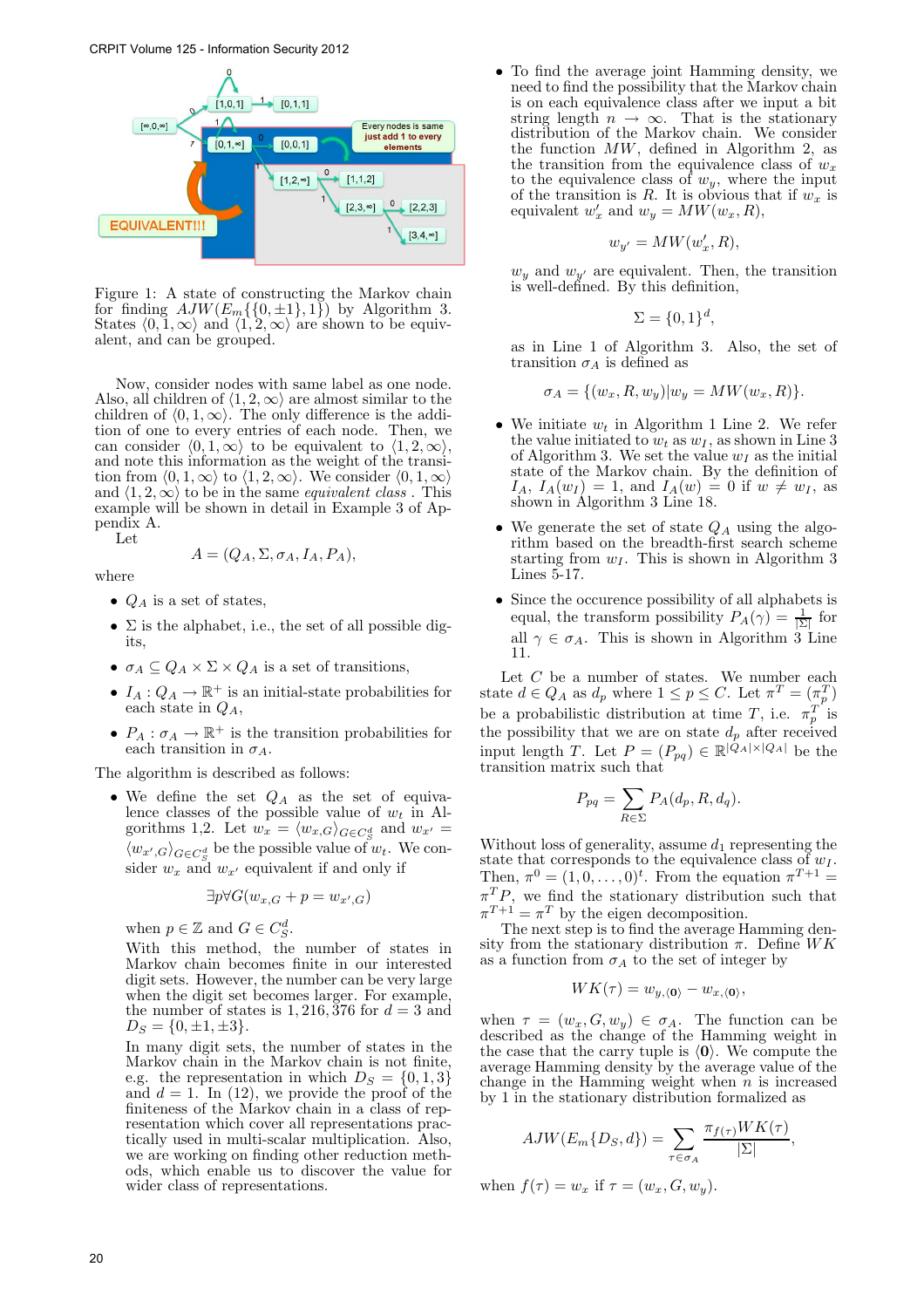Figure 1: A state of constructing the Markov chain for finding $AJW(E_m\{\{0,\pm 1\},1\})$ by Algorithm 3. States $\langle 0,1,\infty\rangle$ and $\langle 1,2,\infty\rangle$ are shown to be equivalent, and can be grouped.

Now, consider nodes with same label as one node. Also, all children of $\langle 1,2,\infty\rangle$ are almost similar to the children of $\langle 0,1,\infty\rangle$. The only difference is the addition of one to every entries of each node. Then, we can consider $\langle 0,1,\infty\rangle$ to be equivalent to $\langle 1,2,\infty\rangle$, and note this information as the weight of the transition from $\langle 0,1,\infty\rangle$ to $\langle 1,2,\infty\rangle$. We consider $\langle 0,1,\infty\rangle$ and $\langle 1,2,\infty\rangle$ to be in the same *equivalent class* . This example will be shown in detail in Example 3 of Appendix A.

Let

$$A = (Q_A, \Sigma, \sigma_A, I_A, P_A),$$

where

- $Q_A$ is a set of states,
- $\Sigma$ is the alphabet, i.e., the set of all possible digits,
- $\sigma_A \subseteq Q_A \times \Sigma \times Q_A$ is a set of transitions,
- $I_A : Q_A \to \mathbb{R}^+$ is an initial-state probabilities for each state in $Q_A$,
- $P_A : \sigma_A \to \mathbb{R}^+$ is the transition probabilities for each transition in $\sigma_A$.

The algorithm is described as follows:

- We define the set $Q_A$ as the set of equivalence classes of the possible value of $w_t$ in Algorithms 1,2. Let $w_x = \langle w_{x,G}\rangle_{G\in C_S^d}$ and $w_{x'} = \langle w_{x',G}\rangle_{G\in C_S^d}$ be the possible value of $w_t$. We consider $w_x$ and $w_{x'}$ equivalent if and only if

$$\exists p \forall G (w_{x,G} + p = w_{x',G})$$

when $p \in \mathbb{Z}$ and $G \in C_S^d$.

With this method, the number of states in Markov chain becomes finite in our interested digit sets. However, the number can be very large when the digit set becomes larger. For example, the number of states is 1,216,376 for $d = 3$ and $D_S = \{0, \pm 1, \pm 3\}$.

In many digit sets, the number of states in the Markov chain in the Markov chain is not finite, e.g. the representation in which $D_S = \{0, 1, 3\}$ and $d = 1$. In (12), we provide the proof of the finiteness of the Markov chain in a class of representation which cover all representations practically used in multi-scalar multiplication. Also, we are working on finding other reduction methods, which enable us to discover the value for wider class of representations.

- To find the average joint Hamming density, we need to find the possibility that the Markov chain is on each equivalence class after we input a bit string length $n \to \infty$. That is the stationary distribution of the Markov chain. We consider the function $MW$, defined in Algorithm 2, as the transition from the equivalence class of $w_x$ to the equivalence class of $w_y$, where the input of the transition is $R$. It is obvious that if $w_x$ is equivalent $w'_x$ and $w_y = MW(w_x, R)$,

$$w_{y'} = MW(w'_x, R),$$

$w_y$ and $w_{y'}$ are equivalent. Then, the transition is well-defined. By this definition,

$$\Sigma = \{0,1\}^d,$$

as in Line 1 of Algorithm 3. Also, the set of transition $\sigma_A$ is defined as

$$\sigma_A = \{(w_x, R, w_y) | w_y = MW(w_x, R)\}.$$

- We initiate $w_t$ in Algorithm 1 Line 2. We refer the value initiated to $w_t$ as $w_I$, as shown in Line 3 of Algorithm 3. We set the value $w_I$ as the initial state of the Markov chain. By the definition of $I_A$, $I_A(w_I) = 1$, and $I_A(w) = 0$ if $w \neq w_I$, as shown in Algorithm 3 Line 18.
- We generate the set of state $Q_A$ using the algorithm based on the breadth-first search scheme starting from $w_I$. This is shown in Algorithm 3 Lines 5-17.
- Since the occurence possibility of all alphabets is equal, the transform possibility $P_A(\gamma) = \frac{1}{|\Sigma|}$ for all $\gamma \in \sigma_A$. This is shown in Algorithm 3 Line 11.

Let $C$ be a number of states. We number each state $d \in Q_A$ as $d_p$ where $1 \leq p \leq C$. Let $\pi^T = (\pi_p^T)$ be a probabilistic distribution at time $T$, i.e. $\pi_p^T$ is the possibility that we are on state $d_p$ after received input length $T$. Let $P = (P_{pq}) \in \mathbb{R}^{|Q_A| \times |Q_A|}$ be the transition matrix such that

$$P_{pq} = \sum_{R \in \Sigma} P_A(d_p, R, d_q).$$

Without loss of generality, assume $d_1$ representing the state that corresponds to the equivalence class of $w_I$. Then, $\pi^0 = (1, 0, \ldots, 0)^t$. From the equation $\pi^{T+1} = \pi^T P$, we find the stationary distribution such that $\pi^{T+1} = \pi^T$ by the eigen decomposition.

The next step is to find the average Hamming density from the stationary distribution $\pi$. Define $WK$ as a function from $\sigma_A$ to the set of integer by

$$WK(\tau) = w_{y,\langle \mathbf{0}\rangle} - w_{x,\langle \mathbf{0}\rangle},$$

when $\tau = (w_x, G, w_y) \in \sigma_A$. The function can be described as the change of the Hamming weight in the case that the carry tuple is $\langle \mathbf{0}\rangle$. We compute the average Hamming density by the average value of the change in the Hamming weight when $n$ is increased by 1 in the stationary distribution formalized as

$$AJW(E_m\{D_S, d\}) = \sum_{\tau \in \sigma_A} \frac{\pi_{f(\tau)} WK(\tau)}{|\Sigma|},$$

when $f(\tau) = w_x$ if $\tau = (w_x, G, w_y)$.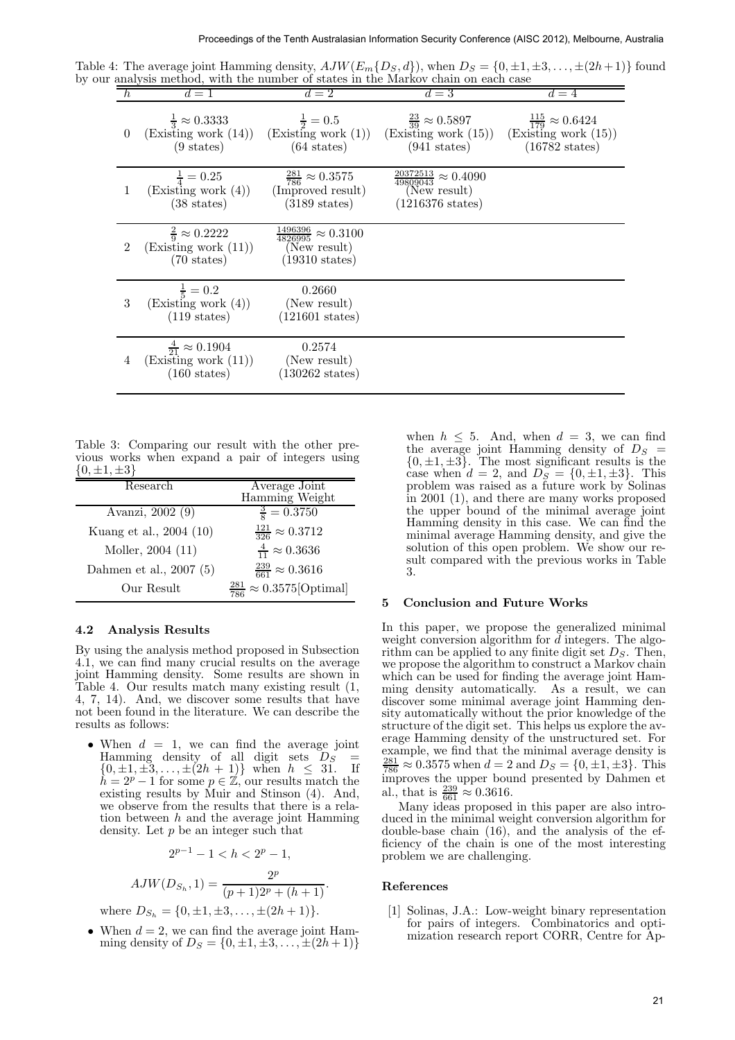Table 4: The average joint Hamming density, $AJW(E_m\{D_S, d\})$, when $D_S = \{0, \pm1, \pm3, \ldots, \pm(2h+1)\}$ found by our analysis method, with the number of states in the Markov chain on each case

| $h$ | $d = 1$ | $d = 2$ | $d = 3$ | $d = 4$ |
|---|---|---|---|---|
| 0 | $\frac{1}{3} \approx 0.3333$ (Existing work (14)) (9 states) | $\frac{1}{2} = 0.5$ (Existing work (1)) (64 states) | $\frac{23}{39} \approx 0.5897$ (Existing work (15)) (941 states) | $\frac{115}{179} \approx 0.6424$ (Existing work (15)) (16782 states) |
| 1 | $\frac{1}{4} = 0.25$ (Existing work (4)) (38 states) | $\frac{281}{786} \approx 0.3575$ (Improved result) (3189 states) | $\frac{20372513}{49809043} \approx 0.4090$ (New result) (1216376 states) | |
| 2 | $\frac{2}{9} \approx 0.2222$ (Existing work (11)) (70 states) | $\frac{1496396}{4826995} \approx 0.3100$ (New result) (19310 states) | | |
| 3 | $\frac{1}{5} = 0.2$ (Existing work (4)) (119 states) | 0.2660 (New result) (121601 states) | | |
| 4 | $\frac{4}{21} \approx 0.1904$ (Existing work (11)) (160 states) | 0.2574 (New result) (130262 states) | | |

Table 3: Comparing our result with the other previous works when expand a pair of integers using $\{0, \pm1, \pm3\}$

| Research | Average Joint Hamming Weight |
|---|---|
| Avanzi, 2002 (9) | $\frac{3}{8} = 0.3750$ |
| Kuang et al., 2004 (10) | $\frac{121}{326} \approx 0.3712$ |
| Moller, 2004 (11) | $\frac{4}{11} \approx 0.3636$ |
| Dahmen et al., 2007 (5) | $\frac{239}{661} \approx 0.3616$ |
| Our Result | $\frac{281}{786} \approx 0.3575$[Optimal] |

### 4.2 Analysis Results

By using the analysis method proposed in Subsection 4.1, we can find many crucial results on the average joint Hamming density. Some results are shown in Table 4. Our results match many existing result (1, 4, 7, 14). And, we discover some results that have not been found in the literature. We can describe the results as follows:

- When $d = 1$, we can find the average joint Hamming density of all digit sets $D_S = \{0, \pm1, \pm3, \ldots, \pm(2h+1)\}$ when $h \leq 31$. If $h = 2^p - 1$ for some $p \in \mathbb{Z}$, our results match the existing results by Muir and Stinson (4). And, we observe from the results that there is a relation between $h$ and the average joint Hamming density. Let $p$ be an integer such that

$$2^{p-1} - 1 < h < 2^p - 1,$$

$$AJW(D_{S_h}, 1) = \frac{2^p}{(p+1)2^p + (h+1)}.$$

where $D_{S_h} = \{0, \pm1, \pm3, \ldots, \pm(2h+1)\}$.

- When $d = 2$, we can find the average joint Hamming density of $D_S = \{0, \pm1, \pm3, \ldots, \pm(2h+1)\}$ when $h \leq 5$. And, when $d = 3$, we can find the average joint Hamming density of $D_S = \{0, \pm1, \pm3\}$. The most significant results is the case when $d = 2$, and $D_S = \{0, \pm1, \pm3\}$. This problem was raised as a future work by Solinas in 2001 (1), and there are many works proposed the upper bound of the minimal average joint Hamming density in this case. We can find the minimal average Hamming density, and give the solution of this open problem. We show our result compared with the previous works in Table 3.

## 5 Conclusion and Future Works

In this paper, we propose the generalized minimal weight conversion algorithm for $d$ integers. The algorithm can be applied to any finite digit set $D_S$. Then, we propose the algorithm to construct a Markov chain which can be used for finding the average joint Hamming density automatically. As a result, we can discover some minimal average joint Hamming density automatically without the prior knowledge of the structure of the digit set. This helps us explore the average Hamming density of the unstructured set. For example, we find that the minimal average density is $\frac{281}{786} \approx 0.3575$ when $d = 2$ and $D_S = \{0, \pm1, \pm3\}$. This improves the upper bound presented by Dahmen et al., that is $\frac{239}{661} \approx 0.3616$.

Many ideas proposed in this paper are also introduced in the minimal weight conversion algorithm for double-base chain (16), and the analysis of the efficiency of the chain is one of the most interesting problem we are challenging.

## References

[1] Solinas, J.A.: Low-weight binary representation for pairs of integers. Combinatorics and optimization research report CORR, Centre for Ap-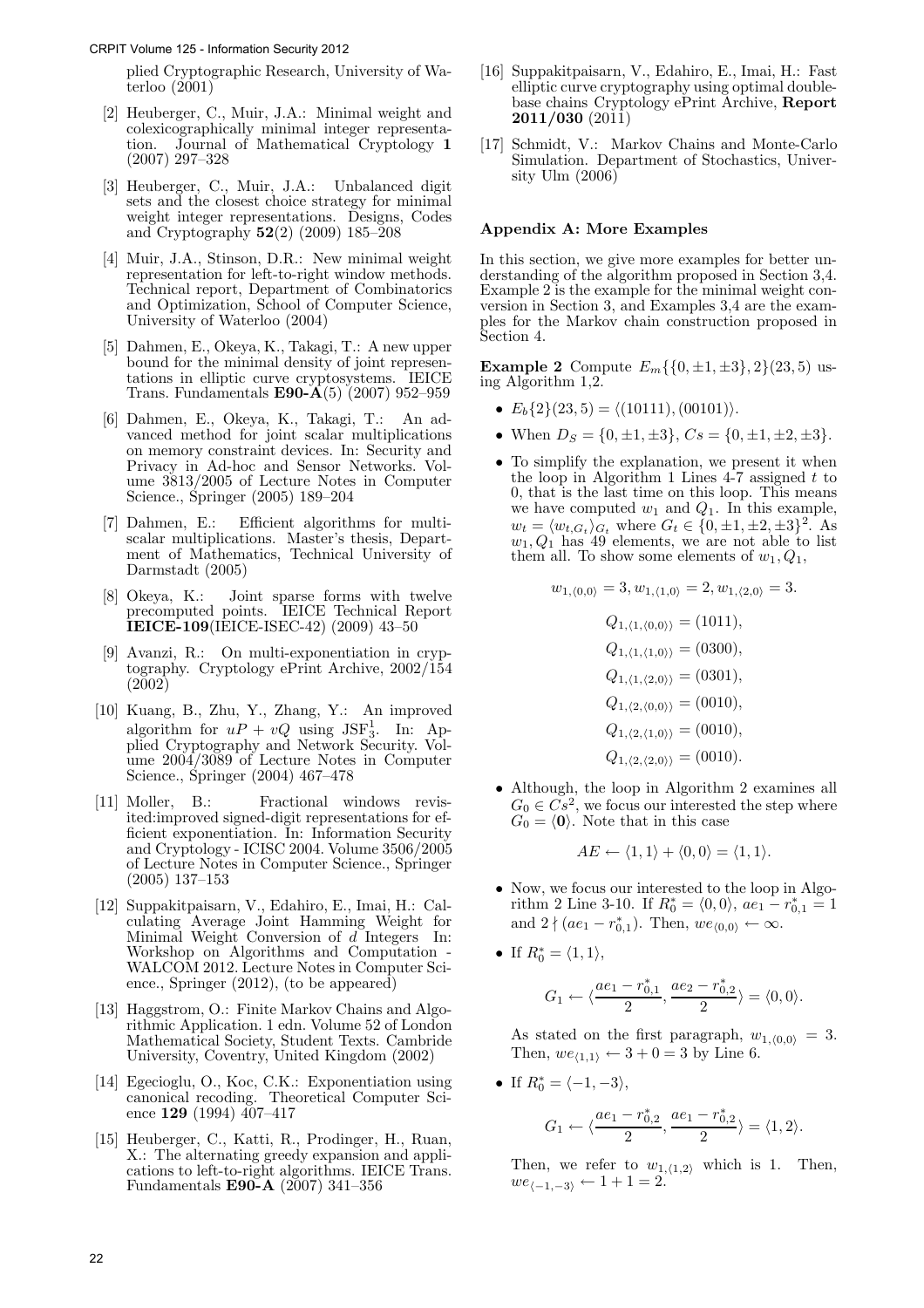plied Cryptographic Research, University of Waterloo (2001)

[2] Heuberger, C., Muir, J.A.: Minimal weight and colexicographically minimal integer representation. Journal of Mathematical Cryptology **1** (2007) 297–328

[3] Heuberger, C., Muir, J.A.: Unbalanced digit sets and the closest choice strategy for minimal weight integer representations. Designs, Codes and Cryptography **52**(2) (2009) 185–208

[4] Muir, J.A., Stinson, D.R.: New minimal weight representation for left-to-right window methods. Technical report, Department of Combinatorics and Optimization, School of Computer Science, University of Waterloo (2004)

[5] Dahmen, E., Okeya, K., Takagi, T.: A new upper bound for the minimal density of joint representations in elliptic curve cryptosystems. IEICE Trans. Fundamentals **E90-A**(5) (2007) 952–959

[6] Dahmen, E., Okeya, K., Takagi, T.: An advanced method for joint scalar multiplications on memory constraint devices. In: Security and Privacy in Ad-hoc and Sensor Networks. Volume 3813/2005 of Lecture Notes in Computer Science., Springer (2005) 189–204

[7] Dahmen, E.: Efficient algorithms for multiscalar multiplications. Master's thesis, Department of Mathematics, Technical University of Darmstadt (2005)

[8] Okeya, K.: Joint sparse forms with twelve precomputed points. IEICE Technical Report **IEICE-109**(IEICE-ISEC-42) (2009) 43–50

[9] Avanzi, R.: On multi-exponentiation in cryptography. Cryptology ePrint Archive, 2002/154 (2002)

[10] Kuang, B., Zhu, Y., Zhang, Y.: An improved algorithm for $uP + vQ$ using $\text{JSF}_3^1$. In: Applied Cryptography and Network Security. Volume 2004/3089 of Lecture Notes in Computer Science., Springer (2004) 467–478

[11] Moller, B.: Fractional windows revisited:improved signed-digit representations for efficient exponentiation. In: Information Security and Cryptology - ICISC 2004. Volume 3506/2005 of Lecture Notes in Computer Science., Springer (2005) 137–153

[12] Suppakitpaisarn, V., Edahiro, E., Imai, H.: Calculating Average Joint Hamming Weight for Minimal Weight Conversion of $d$ Integers In: Workshop on Algorithms and Computation - WALCOM 2012. Lecture Notes in Computer Science., Springer (2012), (to be appeared)

[13] Haggstrom, O.: Finite Markov Chains and Algorithmic Application. 1 edn. Volume 52 of London Mathematical Society, Student Texts. Cambride University, Coventry, United Kingdom (2002)

[14] Egecioglu, O., Koc, C.K.: Exponentiation using canonical recoding. Theoretical Computer Science **129** (1994) 407–417

[15] Heuberger, C., Katti, R., Prodinger, H., Ruan, X.: The alternating greedy expansion and applications to left-to-right algorithms. IEICE Trans. Fundamentals **E90-A** (2007) 341–356

[16] Suppakitpaisarn, V., Edahiro, E., Imai, H.: Fast elliptic curve cryptography using optimal double-base chains Cryptology ePrint Archive, **Report 2011/030** (2011)

[17] Schmidt, V.: Markov Chains and Monte-Carlo Simulation. Department of Stochastics, University Ulm (2006)

### Appendix A: More Examples

In this section, we give more examples for better understanding of the algorithm proposed in Section 3,4. Example 2 is the example for the minimal weight conversion in Section 3, and Examples 3,4 are the examples for the Markov chain construction proposed in Section 4.

**Example 2** Compute $E_m\{\{0, \pm 1, \pm 3\}, 2\}(23, 5)$ using Algorithm 1,2.

- $E_b\{2\}(23, 5) = \langle (10111), (00101) \rangle$.
- When $D_S = \{0, \pm 1, \pm 3\}$, $Cs = \{0, \pm 1, \pm 2, \pm 3\}$.
- To simplify the explanation, we present it when the loop in Algorithm 1 Lines 4-7 assigned $t$ to 0, that is the last time on this loop. This means we have computed $w_1$ and $Q_1$. In this example, $w_t = \langle w_{t,G_t} \rangle_{G_t}$ where $G_t \in \{0, \pm 1, \pm 2, \pm 3\}^2$. As $w_1, Q_1$ has 49 elements, we are not able to list them all. To show some elements of $w_1, Q_1$,

$$w_{1,\langle 0,0 \rangle} = 3, w_{1,\langle 1,0 \rangle} = 2, w_{1,\langle 2,0 \rangle} = 3.$$

$$Q_{1,\langle 1,\langle 0,0 \rangle \rangle} = (1011),$$
$$Q_{1,\langle 1,\langle 1,0 \rangle \rangle} = (0300),$$
$$Q_{1,\langle 1,\langle 2,0 \rangle \rangle} = (0301),$$
$$Q_{1,\langle 2,\langle 0,0 \rangle \rangle} = (0010),$$
$$Q_{1,\langle 2,\langle 1,0 \rangle \rangle} = (0010),$$
$$Q_{1,\langle 2,\langle 2,0 \rangle \rangle} = (0010).$$

- Although, the loop in Algorithm 2 examines all $G_0 \in Cs^2$, we focus our interested the step where $G_0 = \langle \mathbf{0} \rangle$. Note that in this case

$$AE \leftarrow \langle 1, 1 \rangle + \langle 0, 0 \rangle = \langle 1, 1 \rangle.$$

- Now, we focus our interested to the loop in Algorithm 2 Line 3-10. If $R_0^* = \langle 0, 0 \rangle$, $ae_1 - r_{0,1}^* = 1$ and $2 \nmid (ae_1 - r_{0,1}^*)$. Then, $we_{\langle 0,0 \rangle} \leftarrow \infty$.
- If $R_0^* = \langle 1, 1 \rangle$,

$$G_1 \leftarrow \langle \frac{ae_1 - r_{0,1}^*}{2}, \frac{ae_2 - r_{0,2}^*}{2} \rangle = \langle 0, 0 \rangle.$$

As stated on the first paragraph, $w_{1,\langle 0,0 \rangle} = 3$. Then, $we_{\langle 1,1 \rangle} \leftarrow 3 + 0 = 3$ by Line 6.

- If $R_0^* = \langle -1, -3 \rangle$,

$$G_1 \leftarrow \langle \frac{ae_1 - r_{0,2}^*}{2}, \frac{ae_1 - r_{0,2}^*}{2} \rangle = \langle 1, 2 \rangle.$$

Then, we refer to $w_{1,\langle 1,2 \rangle}$ which is 1. Then, $we_{\langle -1,-3 \rangle} \leftarrow 1 + 1 = 2$.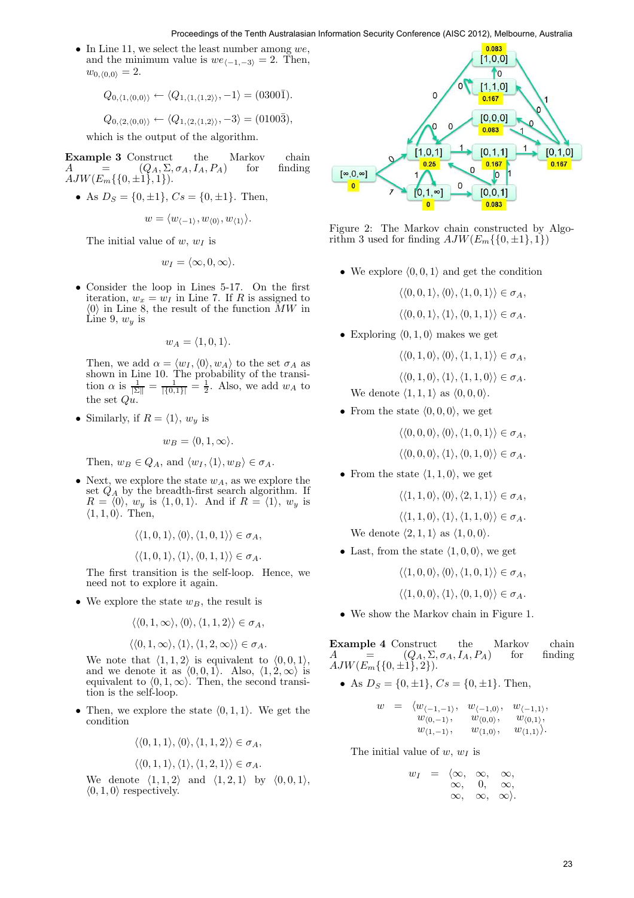- In Line 11, we select the least number among $we$, and the minimum value is $we_{\langle -1,-3\rangle} = 2$. Then, $w_{0,\langle 0,0\rangle} = 2$.

$$Q_{0,\langle 1,\langle 0,0\rangle\rangle} \leftarrow \langle Q_{1,\langle 1,\langle 1,2\rangle\rangle}, -1\rangle = (0300\bar{1}).$$

$$Q_{0,\langle 2,\langle 0,0\rangle\rangle} \leftarrow \langle Q_{1,\langle 2,\langle 1,2\rangle\rangle}, -3\rangle = (0100\bar{3}),$$

which is the output of the algorithm.

**Example 3** Construct the Markov chain $A = (Q_A, \Sigma, \sigma_A, I_A, P_A)$ for finding $AJW(E_m\{\{0,\pm 1\}, 1\})$.

- As $D_S = \{0, \pm 1\}$, $Cs = \{0, \pm 1\}$. Then,

$$w = \langle w_{\langle -1\rangle}, w_{\langle 0\rangle}, w_{\langle 1\rangle}\rangle.$$

The initial value of $w$, $w_I$ is

$$w_I = \langle \infty, 0, \infty\rangle.$$

- Consider the loop in Lines 5-17. On the first iteration, $w_x = w_I$ in Line 7. If $R$ is assigned to $\langle 0\rangle$ in Line 8, the result of the function $MW$ in Line 9, $w_y$ is

$$w_A = \langle 1, 0, 1\rangle.$$

Then, we add $\alpha = \langle w_I, \langle 0\rangle, w_A\rangle$ to the set $\sigma_A$ as shown in Line 10. The probability of the transition $\alpha$ is $\frac{1}{\|\Sigma\|} = \frac{1}{\|\{0,1\}\|} = \frac{1}{2}$. Also, we add $w_A$ to the set $Qu$.

- Similarly, if $R = \langle 1\rangle$, $w_y$ is

$$w_B = \langle 0, 1, \infty\rangle.$$

Then, $w_B \in Q_A$, and $\langle w_I, \langle 1\rangle, w_B\rangle \in \sigma_A$.

- Next, we explore the state $w_A$, as we explore the set $Q_A$ by the breadth-first search algorithm. If $R = \langle 0\rangle$, $w_y$ is $\langle 1, 0, 1\rangle$. And if $R = \langle 1\rangle$, $w_y$ is $\langle 1, 1, 0\rangle$. Then,

$$\langle\langle 1,0,1\rangle, \langle 0\rangle, \langle 1,0,1\rangle\rangle \in \sigma_A,$$

$$\langle\langle 1,0,1\rangle, \langle 1\rangle, \langle 0,1,1\rangle\rangle \in \sigma_A.$$

The first transition is the self-loop. Hence, we need not to explore it again.

- We explore the state $w_B$, the result is

$$\langle\langle 0,1,\infty\rangle, \langle 0\rangle, \langle 1,1,2\rangle\rangle \in \sigma_A,$$

$$\langle\langle 0,1,\infty\rangle, \langle 1\rangle, \langle 1,2,\infty\rangle\rangle \in \sigma_A.$$

We note that $\langle 1,1,2\rangle$ is equivalent to $\langle 0,0,1\rangle$, and we denote it as $\langle 0,0,1\rangle$. Also, $\langle 1,2,\infty\rangle$ is equivalent to $\langle 0,1,\infty\rangle$. Then, the second transition is the self-loop.

- Then, we explore the state $\langle 0,1,1\rangle$. We get the condition

$$\langle\langle 0,1,1\rangle, \langle 0\rangle, \langle 1,1,2\rangle\rangle \in \sigma_A,$$

$$\langle\langle 0,1,1\rangle, \langle 1\rangle, \langle 1,2,1\rangle\rangle \in \sigma_A.$$

We denote $\langle 1,1,2\rangle$ and $\langle 1,2,1\rangle$ by $\langle 0,0,1\rangle$, $\langle 0,1,0\rangle$ respectively.

Figure 2: The Markov chain constructed by Algorithm 3 used for finding $AJW(E_m\{\{0,\pm 1\}, 1\})$

- We explore $\langle 0,0,1\rangle$ and get the condition

$$\langle\langle 0,0,1\rangle, \langle 0\rangle, \langle 1,0,1\rangle\rangle \in \sigma_A,$$

$$\langle\langle 0,0,1\rangle, \langle 1\rangle, \langle 0,1,1\rangle\rangle \in \sigma_A.$$

- Exploring $\langle 0,1,0\rangle$ makes we get

$$\langle\langle 0,1,0\rangle, \langle 0\rangle, \langle 1,1,1\rangle\rangle \in \sigma_A,$$

$$\langle\langle 0,1,0\rangle, \langle 1\rangle, \langle 1,1,0\rangle\rangle \in \sigma_A.$$

We denote $\langle 1,1,1\rangle$ as $\langle 0,0,0\rangle$.

- From the state $\langle 0,0,0\rangle$, we get

$$\langle\langle 0,0,0\rangle, \langle 0\rangle, \langle 1,0,1\rangle\rangle \in \sigma_A,$$

$$\langle\langle 0,0,0\rangle, \langle 1\rangle, \langle 0,1,0\rangle\rangle \in \sigma_A.$$

- From the state $\langle 1,1,0\rangle$, we get

$$\langle\langle 1,1,0\rangle, \langle 0\rangle, \langle 2,1,1\rangle\rangle \in \sigma_A,$$

$$\langle\langle 1,1,0\rangle, \langle 1\rangle, \langle 1,1,0\rangle\rangle \in \sigma_A.$$

We denote $\langle 2,1,1\rangle$ as $\langle 1,0,0\rangle$.

- Last, from the state $\langle 1,0,0\rangle$, we get

$$\langle\langle 1,0,0\rangle, \langle 0\rangle, \langle 1,0,1\rangle\rangle \in \sigma_A,$$

$$\langle\langle 1,0,0\rangle, \langle 1\rangle, \langle 0,1,0\rangle\rangle \in \sigma_A.$$

- We show the Markov chain in Figure 1.

**Example 4** Construct the Markov chain $A = (Q_A, \Sigma, \sigma_A, I_A, P_A)$ for finding $AJW(E_m\{\{0,\pm 1\}, 2\})$.

- As $D_S = \{0, \pm 1\}$, $Cs = \{0, \pm 1\}$. Then,

$$w = \langle w_{\langle -1,-1\rangle}, w_{\langle -1,0\rangle}, w_{\langle -1,1\rangle}, w_{\langle 0,-1\rangle}, w_{\langle 0,0\rangle}, w_{\langle 0,1\rangle}, w_{\langle 1,-1\rangle}, w_{\langle 1,0\rangle}, w_{\langle 1,1\rangle}\rangle.$$

The initial value of $w$, $w_I$ is

$$w_I = \langle \infty, \infty, \infty, \infty, 0, \infty, \infty, \infty, \infty\rangle.$$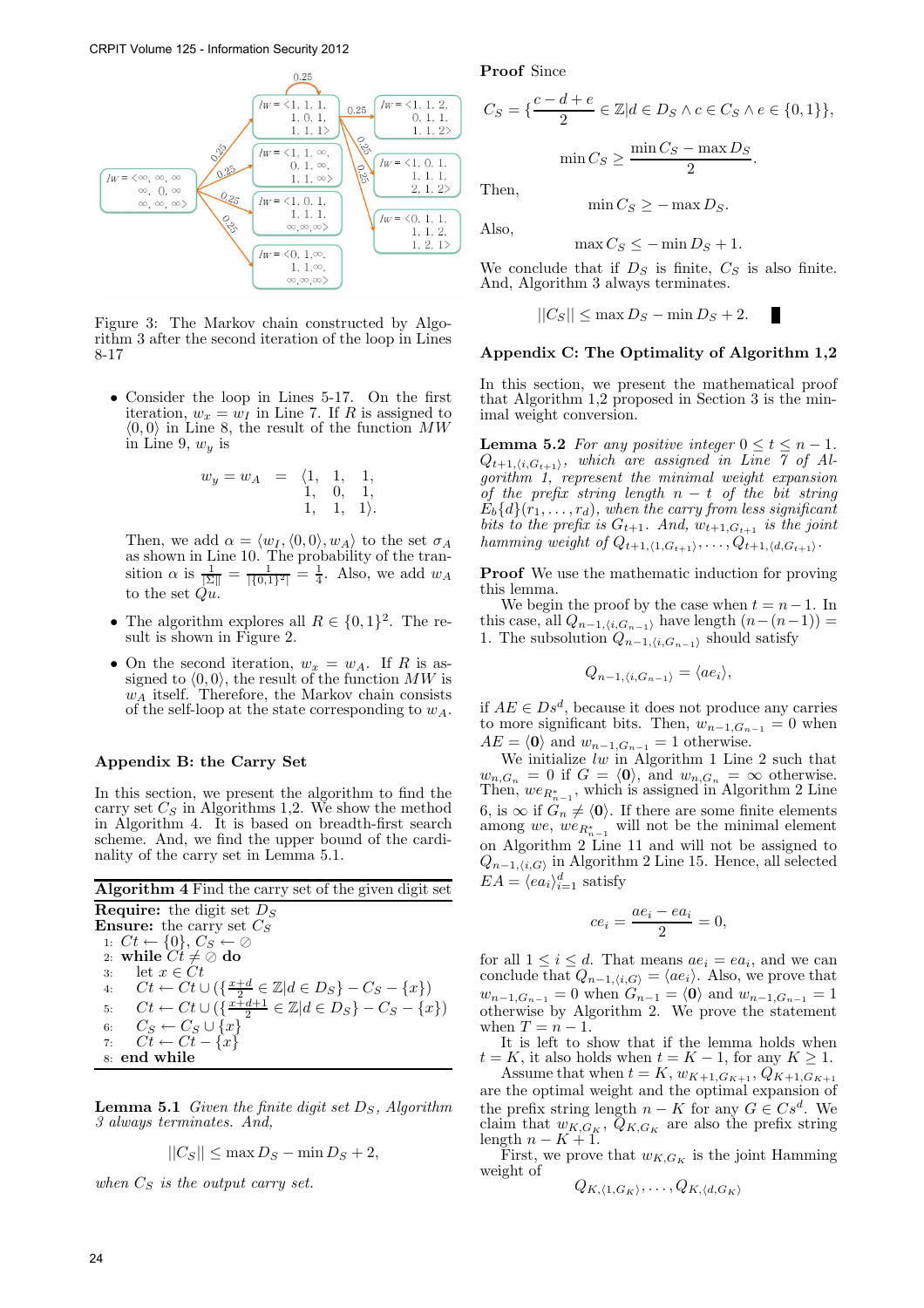Figure 3: The Markov chain constructed by Algorithm 3 after the second iteration of the loop in Lines 8-17

- Consider the loop in Lines 5-17. On the first iteration, $w_x = w_I$ in Line 7. If $R$ is assigned to $\langle 0, 0\rangle$ in Line 8, the result of the function $MW$ in Line 9, $w_y$ is

$$w_y = w_A = \langle 1, 1, 1, \\ 1, 0, 1, \\ 1, 1, 1\rangle.$$

  Then, we add $\alpha = \langle w_I, \langle 0,0\rangle, w_A\rangle$ to the set $\sigma_A$ as shown in Line 10. The probability of the transition $\alpha$ is $\frac{1}{\|\Sigma\|} = \frac{1}{\|\{0,1\}^2\|} = \frac{1}{4}$. Also, we add $w_A$ to the set $Qu$.

- The algorithm explores all $R \in \{0,1\}^2$. The result is shown in Figure 2.

- On the second iteration, $w_x = w_A$. If $R$ is assigned to $\langle 0, 0\rangle$, the result of the function $MW$ is $w_A$ itself. Therefore, the Markov chain consists of the self-loop at the state corresponding to $w_A$.

## Appendix B: the Carry Set

In this section, we present the algorithm to find the carry set $C_S$ in Algorithms 1,2. We show the method in Algorithm 4. It is based on breadth-first search scheme. And, we find the upper bound of the cardinality of the carry set in Lemma 5.1.

**Algorithm 4** Find the carry set of the given digit set

**Require:** the digit set $D_S$
**Ensure:** the carry set $C_S$
1: $Ct \leftarrow \{0\}$, $C_S \leftarrow \emptyset$
2: **while** $Ct \neq \emptyset$ **do**
3: &nbsp;&nbsp;let $x \in Ct$
4: &nbsp;&nbsp;$Ct \leftarrow Ct \cup (\{\frac{x+d}{2} \in \mathbb{Z} | d \in D_S\} - C_S - \{x\})$
5: &nbsp;&nbsp;$Ct \leftarrow Ct \cup (\{\frac{x+d+1}{2} \in \mathbb{Z} | d \in D_S\} - C_S - \{x\})$
6: &nbsp;&nbsp;$C_S \leftarrow C_S \cup \{x\}$
7: &nbsp;&nbsp;$Ct \leftarrow Ct - \{x\}$
8: **end while**

**Lemma 5.1** *Given the finite digit set $D_S$, Algorithm 3 always terminates. And,*

$$\|C_S\| \leq \max D_S - \min D_S + 2,$$

*when $C_S$ is the output carry set.*

**Proof** Since

$$C_S = \{\frac{c-d+e}{2} \in \mathbb{Z} | d \in D_S \wedge c \in C_S \wedge e \in \{0,1\}\},$$

$$\min C_S \geq \frac{\min C_S - \max D_S}{2}.$$

Then,

$$\min C_S \geq -\max D_S.$$

Also,

$$\max C_S \leq -\min D_S + 1.$$

We conclude that if $D_S$ is finite, $C_S$ is also finite. And, Algorithm 3 always terminates.

$$\|C_S\| \leq \max D_S - \min D_S + 2. \quad \blacksquare$$

## Appendix C: The Optimality of Algorithm 1,2

In this section, we present the mathematical proof that Algorithm 1,2 proposed in Section 3 is the minimal weight conversion.

**Lemma 5.2** *For any positive integer $0 \leq t \leq n-1$. $Q_{t+1,\langle i, G_{t+1}\rangle}$, which are assigned in Line 7 of Algorithm 1, represent the minimal weight expansion of the prefix string length $n-t$ of the bit string $E_b\{d\}(r_1, \ldots, r_d)$, when the carry from less significant bits to the prefix is $G_{t+1}$. And, $w_{t+1,G_{t+1}}$ is the joint hamming weight of $Q_{t+1,\langle 1, G_{t+1}\rangle}, \ldots, Q_{t+1,\langle d, G_{t+1}\rangle}$.*

**Proof** We use the mathematic induction for proving this lemma.

We begin the proof by the case when $t = n-1$. In this case, all $Q_{n-1,\langle i, G_{n-1}\rangle}$ have length $(n-(n-1)) = 1$. The subsolution $Q_{n-1,\langle i, G_{n-1}\rangle}$ should satisfy

$$Q_{n-1,\langle i, G_{n-1}\rangle} = \langle ae_i\rangle,$$

if $AE \in Ds^d$, because it does not produce any carries to more significant bits. Then, $w_{n-1,G_{n-1}} = 0$ when $AE = \langle \mathbf{0}\rangle$ and $w_{n-1,G_{n-1}} = 1$ otherwise.

We initialize $lw$ in Algorithm 1 Line 2 such that $w_{n,G_n} = 0$ if $G = \langle \mathbf{0}\rangle$, and $w_{n,G_n} = \infty$ otherwise. Then, $we_{R^*_{n-1}}$, which is assigned in Algorithm 2 Line 6, is $\infty$ if $G_n \neq \langle \mathbf{0}\rangle$. If there are some finite elements among $we$, $we_{R^*_{n-1}}$ will not be the minimal element on Algorithm 2 Line 11 and will not be assigned to $Q_{n-1,\langle i,G\rangle}$ in Algorithm 2 Line 15. Hence, all selected $EA = \langle ea_i\rangle_{i=1}^{d}$ satisfy

$$ce_i = \frac{ae_i - ea_i}{2} = 0,$$

for all $1 \leq i \leq d$. That means $ae_i = ea_i$, and we can conclude that $Q_{n-1,\langle i,G\rangle} = \langle ae_i\rangle$. Also, we prove that $w_{n-1,G_{n-1}} = 0$ when $G_{n-1} = \langle \mathbf{0}\rangle$ and $w_{n-1,G_{n-1}} = 1$ otherwise by Algorithm 2. We prove the statement when $T = n-1$.

It is left to show that if the lemma holds when $t = K$, it also holds when $t = K-1$, for any $K \geq 1$.

Assume that when $t = K$, $w_{K+1,G_{K+1}}$, $Q_{K+1,G_{K+1}}$ are the optimal weight and the optimal expansion of the prefix string length $n-K$ for any $G \in Cs^d$. We claim that $w_{K,G_K}$, $Q_{K,G_K}$ are also the prefix string length $n-K+1$.

First, we prove that $w_{K,G_K}$ is the joint Hamming weight of

$$Q_{K,\langle 1, G_K\rangle}, \ldots, Q_{K,\langle d, G_K\rangle}$$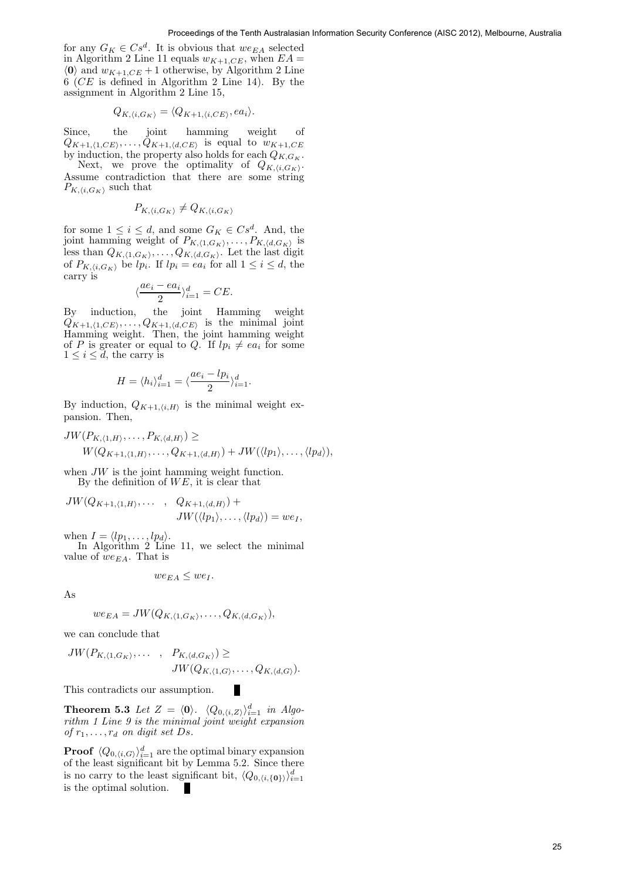for any $G_K \in Cs^d$. It is obvious that $we_{EA}$ selected in Algorithm 2 Line 11 equals $w_{K+1,CE}$, when $EA = \langle \mathbf{0} \rangle$ and $w_{K+1,CE}+1$ otherwise, by Algorithm 2 Line 6 ($CE$ is defined in Algorithm 2 Line 14). By the assignment in Algorithm 2 Line 15,

$$Q_{K,\langle i,G_K\rangle} = \langle Q_{K+1,\langle i,CE\rangle}, ea_i\rangle.$$

Since, the joint hamming weight of $Q_{K+1,\langle 1,CE\rangle}, \ldots, Q_{K+1,\langle d,CE\rangle}$ is equal to $w_{K+1,CE}$ by induction, the property also holds for each $Q_{K,G_K}$.

Next, we prove the optimality of $Q_{K,\langle i,G_K\rangle}$. Assume contradiction that there are some string $P_{K,\langle i,G_K\rangle}$ such that

$$P_{K,\langle i,G_K\rangle} \neq Q_{K,\langle i,G_K\rangle}$$

for some $1 \leq i \leq d$, and some $G_K \in Cs^d$. And, the joint hamming weight of $P_{K,\langle 1,G_K\rangle}, \ldots, P_{K,\langle d,G_K\rangle}$ is less than $Q_{K,\langle 1,G_K\rangle}, \ldots, Q_{K,\langle d,G_K\rangle}$. Let the last digit of $P_{K,\langle i,G_K\rangle}$ be $lp_i$. If $lp_i = ea_i$ for all $1 \leq i \leq d$, the carry is

$$\langle \frac{ae_i - ea_i}{2} \rangle_{i=1}^{d} = CE.$$

By induction, the joint Hamming weight $Q_{K+1,\langle 1,CE\rangle}, \ldots, Q_{K+1,\langle d,CE\rangle}$ is the minimal joint Hamming weight. Then, the joint hamming weight of $P$ is greater or equal to $Q$. If $lp_i \neq ea_i$ for some $1 \leq i \leq d$, the carry is

$$H = \langle h_i \rangle_{i=1}^{d} = \langle \frac{ae_i - lp_i}{2} \rangle_{i=1}^{d}.$$

By induction, $Q_{K+1,\langle i,H\rangle}$ is the minimal weight expansion. Then,

$$JW(P_{K,\langle 1,H\rangle}, \ldots, P_{K,\langle d,H\rangle}) \geq$$
$$W(Q_{K+1,\langle 1,H\rangle}, \ldots, Q_{K+1,\langle d,H\rangle}) + JW(\langle lp_1\rangle, \ldots, \langle lp_d\rangle),$$

when $JW$ is the joint hamming weight function.

By the definition of $WE$, it is clear that

$$JW(Q_{K+1,\langle 1,H\rangle}, \ldots, Q_{K+1,\langle d,H\rangle}) + JW(\langle lp_1\rangle, \ldots, \langle lp_d\rangle) = we_I,$$

when $I = \langle lp_1, \ldots, lp_d\rangle$.

In Algorithm 2 Line 11, we select the minimal value of $we_{EA}$. That is

$$we_{EA} \leq we_I.$$

As

$$we_{EA} = JW(Q_{K,\langle 1,G_K\rangle}, \ldots, Q_{K,\langle d,G_K\rangle}),$$

we can conclude that

$$JW(P_{K,\langle 1,G_K\rangle}, \ldots, P_{K,\langle d,G_K\rangle}) \geq JW(Q_{K,\langle 1,G\rangle}, \ldots, Q_{K,\langle d,G\rangle}).$$

This contradicts our assumption. ■

**Theorem 5.3** *Let $Z = \langle \mathbf{0} \rangle$. $\langle Q_{0,\langle i,Z\rangle}\rangle_{i=1}^{d}$ in Algorithm 1 Line 9 is the minimal joint weight expansion of $r_1, \ldots, r_d$ on digit set $Ds$.*

**Proof** $\langle Q_{0,\langle i,G\rangle}\rangle_{i=1}^{d}$ are the optimal binary expansion of the least significant bit by Lemma 5.2. Since there is no carry to the least significant bit, $\langle Q_{0,\langle i,\{\mathbf{0}\}\rangle}\rangle_{i=1}^{d}$ is the optimal solution. ■